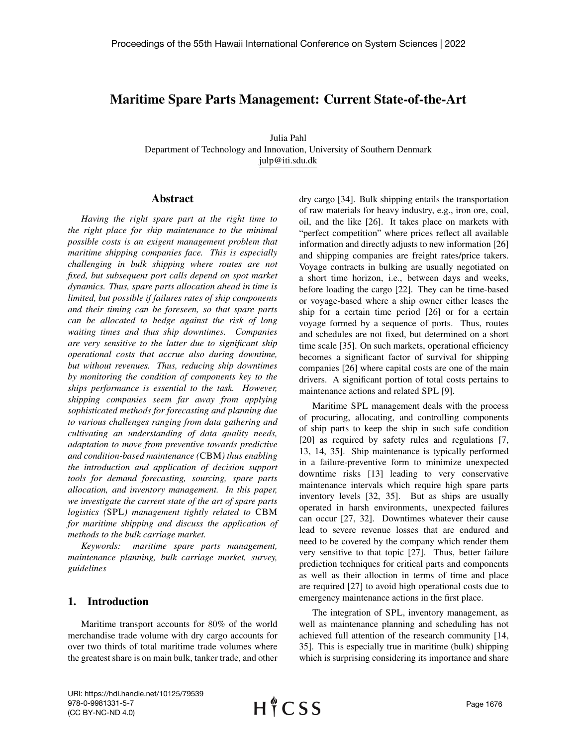# Maritime Spare Parts Management: Current State-of-the-Art

Julia Pahl
Department of Technology and Innovation, University of Southern Denmark
julp@iti.sdu.dk

## Abstract

*Having the right spare part at the right time to the right place for ship maintenance to the minimal possible costs is an exigent management problem that maritime shipping companies face. This is especially challenging in bulk shipping where routes are not fixed, but subsequent port calls depend on spot market dynamics. Thus, spare parts allocation ahead in time is limited, but possible if failures rates of ship components and their timing can be foreseen, so that spare parts can be allocated to hedge against the risk of long waiting times and thus ship downtimes. Companies are very sensitive to the latter due to significant ship operational costs that accrue also during downtime, but without revenues. Thus, reducing ship downtimes by monitoring the condition of components key to the ships performance is essential to the task. However, shipping companies seem far away from applying sophisticated methods for forecasting and planning due to various challenges ranging from data gathering and cultivating an understanding of data quality needs, adaptation to move from preventive towards predictive and condition-based maintenance (*CBM*) thus enabling the introduction and application of decision support tools for demand forecasting, sourcing, spare parts allocation, and inventory management. In this paper, we investigate the current state of the art of spare parts logistics (*SPL*) management tightly related to* CBM *for maritime shipping and discuss the application of methods to the bulk carriage market.*

*Keywords: maritime spare parts management, maintenance planning, bulk carriage market, survey, guidelines*

## 1. Introduction

Maritime transport accounts for 80% of the world merchandise trade volume with dry cargo accounts for over two thirds of total maritime trade volumes where the greatest share is on main bulk, tanker trade, and other dry cargo [34]. Bulk shipping entails the transportation of raw materials for heavy industry, e.g., iron ore, coal, oil, and the like [26]. It takes place on markets with "perfect competition" where prices reflect all available information and directly adjusts to new information [26] and shipping companies are freight rates/price takers. Voyage contracts in bulking are usually negotiated on a short time horizon, i.e., between days and weeks, before loading the cargo [22]. They can be time-based or voyage-based where a ship owner either leases the ship for a certain time period [26] or for a certain voyage formed by a sequence of ports. Thus, routes and schedules are not fixed, but determined on a short time scale [35]. On such markets, operational efficiency becomes a significant factor of survival for shipping companies [26] where capital costs are one of the main drivers. A significant portion of total costs pertains to maintenance actions and related SPL [9].

Maritime SPL management deals with the process of procuring, allocating, and controlling components of ship parts to keep the ship in such safe condition [20] as required by safety rules and regulations [7, 13, 14, 35]. Ship maintenance is typically performed in a failure-preventive form to minimize unexpected downtime risks [13] leading to very conservative maintenance intervals which require high spare parts inventory levels [32, 35]. But as ships are usually operated in harsh environments, unexpected failures can occur [27, 32]. Downtimes whatever their cause lead to severe revenue losses that are endured and need to be covered by the company which render them very sensitive to that topic [27]. Thus, better failure prediction techniques for critical parts and components as well as their alloction in terms of time and place are required [27] to avoid high operational costs due to emergency maintenance actions in the first place.

The integration of SPL, inventory management, as well as maintenance planning and scheduling has not achieved full attention of the research community [14, 35]. This is especially true in maritime (bulk) shipping which is surprising considering its importance and share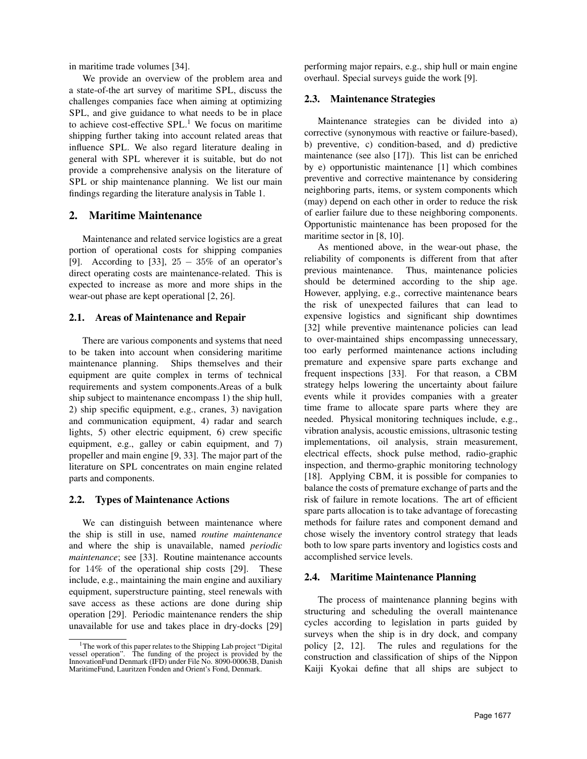in maritime trade volumes [34].

We provide an overview of the problem area and a state-of-the art survey of maritime SPL, discuss the challenges companies face when aiming at optimizing SPL, and give guidance to what needs to be in place to achieve cost-effective SPL.[1] We focus on maritime shipping further taking into account related areas that influence SPL. We also regard literature dealing in general with SPL wherever it is suitable, but do not provide a comprehensive analysis on the literature of SPL or ship maintenance planning. We list our main findings regarding the literature analysis in Table 1.

## 2. Maritime Maintenance

Maintenance and related service logistics are a great portion of operational costs for shipping companies [9]. According to [33], $25 - 35\%$ of an operator's direct operating costs are maintenance-related. This is expected to increase as more and more ships in the wear-out phase are kept operational [2, 26].

### 2.1. Areas of Maintenance and Repair

There are various components and systems that need to be taken into account when considering maritime maintenance planning. Ships themselves and their equipment are quite complex in terms of technical requirements and system components.Areas of a bulk ship subject to maintenance encompass 1) the ship hull, 2) ship specific equipment, e.g., cranes, 3) navigation and communication equipment, 4) radar and search lights, 5) other electric equipment, 6) crew specific equipment, e.g., galley or cabin equipment, and 7) propeller and main engine [9, 33]. The major part of the literature on SPL concentrates on main engine related parts and components.

### 2.2. Types of Maintenance Actions

We can distinguish between maintenance where the ship is still in use, named *routine maintenance* and where the ship is unavailable, named *periodic maintenance*; see [33]. Routine maintenance accounts for $14\%$ of the operational ship costs [29]. These include, e.g., maintaining the main engine and auxiliary equipment, superstructure painting, steel renewals with save access as these actions are done during ship operation [29]. Periodic maintenance renders the ship unavailable for use and takes place in dry-docks [29] performing major repairs, e.g., ship hull or main engine overhaul. Special surveys guide the work [9].

### 2.3. Maintenance Strategies

Maintenance strategies can be divided into a) corrective (synonymous with reactive or failure-based), b) preventive, c) condition-based, and d) predictive maintenance (see also [17]). This list can be enriched by e) opportunistic maintenance [1] which combines preventive and corrective maintenance by considering neighboring parts, items, or system components which (may) depend on each other in order to reduce the risk of earlier failure due to these neighboring components. Opportunistic maintenance has been proposed for the maritime sector in [8, 10].

As mentioned above, in the wear-out phase, the reliability of components is different from that after previous maintenance. Thus, maintenance policies should be determined according to the ship age. However, applying, e.g., corrective maintenance bears the risk of unexpected failures that can lead to expensive logistics and significant ship downtimes [32] while preventive maintenance policies can lead to over-maintained ships encompassing unnecessary, too early performed maintenance actions including premature and expensive spare parts exchange and frequent inspections [33]. For that reason, a CBM strategy helps lowering the uncertainty about failure events while it provides companies with a greater time frame to allocate spare parts where they are needed. Physical monitoring techniques include, e.g., vibration analysis, acoustic emissions, ultrasonic testing implementations, oil analysis, strain measurement, electrical effects, shock pulse method, radio-graphic inspection, and thermo-graphic monitoring technology [18]. Applying CBM, it is possible for companies to balance the costs of premature exchange of parts and the risk of failure in remote locations. The art of efficient spare parts allocation is to take advantage of forecasting methods for failure rates and component demand and chose wisely the inventory control strategy that leads both to low spare parts inventory and logistics costs and accomplished service levels.

### 2.4. Maritime Maintenance Planning

The process of maintenance planning begins with structuring and scheduling the overall maintenance cycles according to legislation in parts guided by surveys when the ship is in dry dock, and company policy [2, 12]. The rules and regulations for the construction and classification of ships of the Nippon Kaiji Kyokai define that all ships are subject to

[1] The work of this paper relates to the Shipping Lab project "Digital vessel operation". The funding of the project is provided by the InnovationFund Denmark (IFD) under File No. 8090-00063B, Danish MaritimeFund, Lauritzen Fonden and Orient's Fond, Denmark.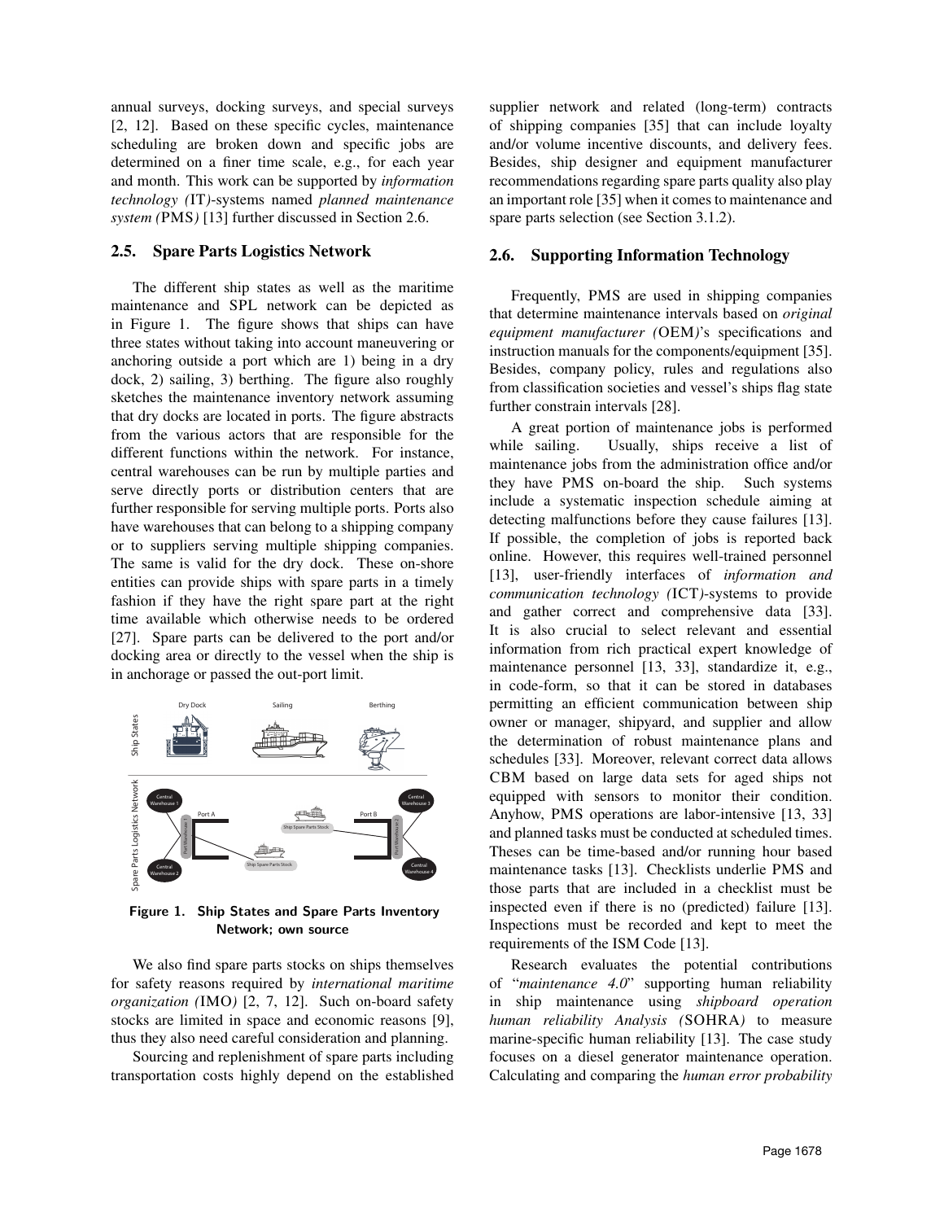annual surveys, docking surveys, and special surveys [2, 12]. Based on these specific cycles, maintenance scheduling are broken down and specific jobs are determined on a finer time scale, e.g., for each year and month. This work can be supported by *information technology (*IT*)*-systems named *planned maintenance system (*PMS*)* [13] further discussed in Section 2.6.

## 2.5. Spare Parts Logistics Network

The different ship states as well as the maritime maintenance and SPL network can be depicted as in Figure 1. The figure shows that ships can have three states without taking into account maneuvering or anchoring outside a port which are 1) being in a dry dock, 2) sailing, 3) berthing. The figure also roughly sketches the maintenance inventory network assuming that dry docks are located in ports. The figure abstracts from the various actors that are responsible for the different functions within the network. For instance, central warehouses can be run by multiple parties and serve directly ports or distribution centers that are further responsible for serving multiple ports. Ports also have warehouses that can belong to a shipping company or to suppliers serving multiple shipping companies. The same is valid for the dry dock. These on-shore entities can provide ships with spare parts in a timely fashion if they have the right spare part at the right time available which otherwise needs to be ordered [27]. Spare parts can be delivered to the port and/or docking area or directly to the vessel when the ship is in anchorage or passed the out-port limit.

**Figure 1. Ship States and Spare Parts Inventory Network; own source**

We also find spare parts stocks on ships themselves for safety reasons required by *international maritime organization (*IMO*)* [2, 7, 12]. Such on-board safety stocks are limited in space and economic reasons [9], thus they also need careful consideration and planning.

Sourcing and replenishment of spare parts including transportation costs highly depend on the established supplier network and related (long-term) contracts of shipping companies [35] that can include loyalty and/or volume incentive discounts, and delivery fees. Besides, ship designer and equipment manufacturer recommendations regarding spare parts quality also play an important role [35] when it comes to maintenance and spare parts selection (see Section 3.1.2).

## 2.6. Supporting Information Technology

Frequently, PMS are used in shipping companies that determine maintenance intervals based on *original equipment manufacturer (*OEM*)*'s specifications and instruction manuals for the components/equipment [35]. Besides, company policy, rules and regulations also from classification societies and vessel's ships flag state further constrain intervals [28].

A great portion of maintenance jobs is performed while sailing. Usually, ships receive a list of maintenance jobs from the administration office and/or they have PMS on-board the ship. Such systems include a systematic inspection schedule aiming at detecting malfunctions before they cause failures [13]. If possible, the completion of jobs is reported back online. However, this requires well-trained personnel [13], user-friendly interfaces of *information and communication technology (*ICT*)*-systems to provide and gather correct and comprehensive data [33]. It is also crucial to select relevant and essential information from rich practical expert knowledge of maintenance personnel [13, 33], standardize it, e.g., in code-form, so that it can be stored in databases permitting an efficient communication between ship owner or manager, shipyard, and supplier and allow the determination of robust maintenance plans and schedules [33]. Moreover, relevant correct data allows CBM based on large data sets for aged ships not equipped with sensors to monitor their condition. Anyhow, PMS operations are labor-intensive [13, 33] and planned tasks must be conducted at scheduled times. Theses can be time-based and/or running hour based maintenance tasks [13]. Checklists underlie PMS and those parts that are included in a checklist must be inspected even if there is no (predicted) failure [13]. Inspections must be recorded and kept to meet the requirements of the ISM Code [13].

Research evaluates the potential contributions of "*maintenance 4.0*" supporting human reliability in ship maintenance using *shipboard operation human reliability Analysis (*SOHRA*)* to measure marine-specific human reliability [13]. The case study focuses on a diesel generator maintenance operation. Calculating and comparing the *human error probability*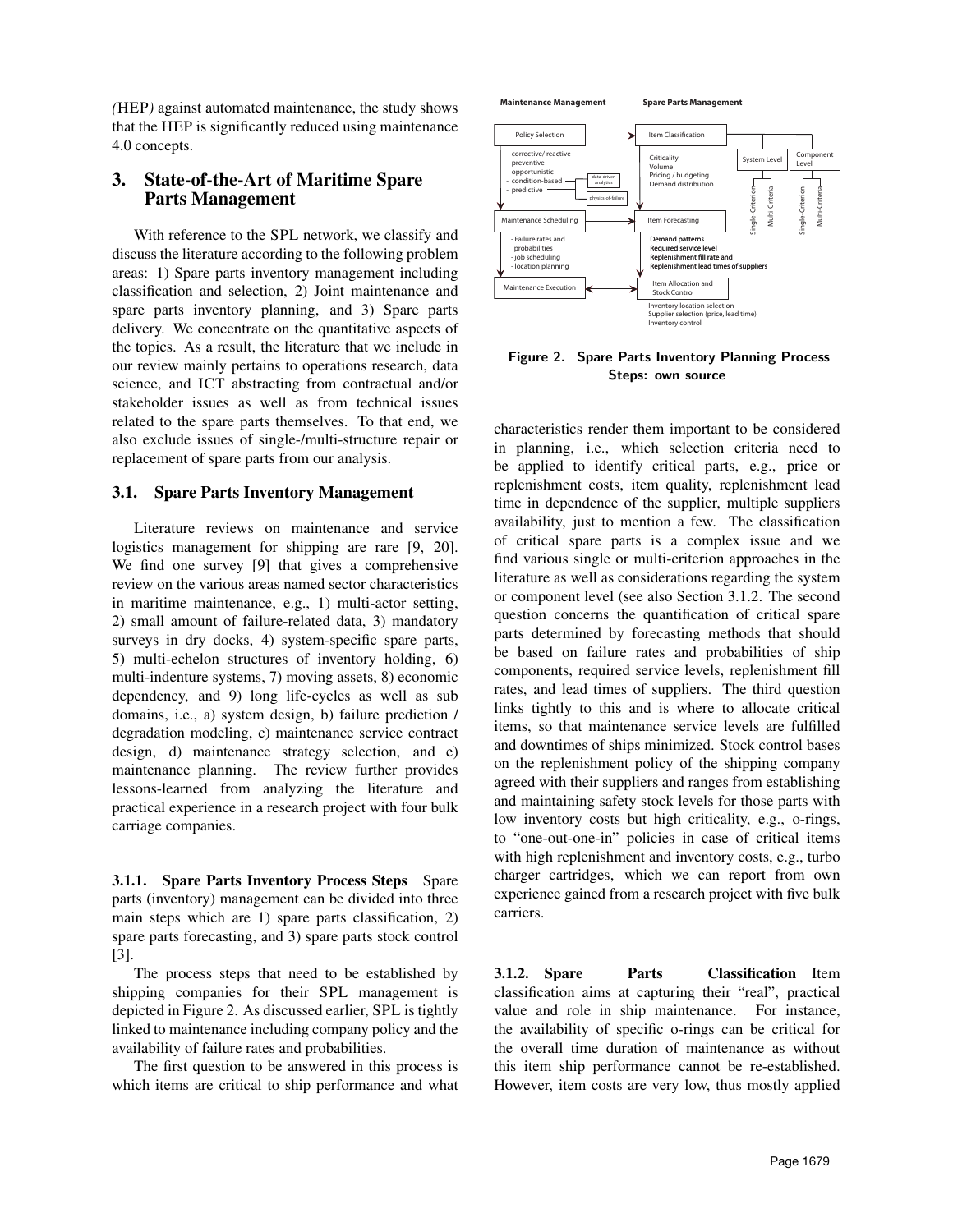(HEP) against automated maintenance, the study shows that the HEP is significantly reduced using maintenance 4.0 concepts.

## 3. State-of-the-Art of Maritime Spare Parts Management

With reference to the SPL network, we classify and discuss the literature according to the following problem areas: 1) Spare parts inventory management including classification and selection, 2) Joint maintenance and spare parts inventory planning, and 3) Spare parts delivery. We concentrate on the quantitative aspects of the topics. As a result, the literature that we include in our review mainly pertains to operations research, data science, and ICT abstracting from contractual and/or stakeholder issues as well as from technical issues related to the spare parts themselves. To that end, we also exclude issues of single-/multi-structure repair or replacement of spare parts from our analysis.

### 3.1. Spare Parts Inventory Management

Literature reviews on maintenance and service logistics management for shipping are rare [9, 20]. We find one survey [9] that gives a comprehensive review on the various areas named sector characteristics in maritime maintenance, e.g., 1) multi-actor setting, 2) small amount of failure-related data, 3) mandatory surveys in dry docks, 4) system-specific spare parts, 5) multi-echelon structures of inventory holding, 6) multi-indenture systems, 7) moving assets, 8) economic dependency, and 9) long life-cycles as well as sub domains, i.e., a) system design, b) failure prediction / degradation modeling, c) maintenance service contract design, d) maintenance strategy selection, and e) maintenance planning. The review further provides lessons-learned from analyzing the literature and practical experience in a research project with four bulk carriage companies.

**3.1.1. Spare Parts Inventory Process Steps** Spare parts (inventory) management can be divided into three main steps which are 1) spare parts classification, 2) spare parts forecasting, and 3) spare parts stock control [3].

The process steps that need to be established by shipping companies for their SPL management is depicted in Figure 2. As discussed earlier, SPL is tightly linked to maintenance including company policy and the availability of failure rates and probabilities.

The first question to be answered in this process is which items are critical to ship performance and what characteristics render them important to be considered in planning, i.e., which selection criteria need to be applied to identify critical parts, e.g., price or replenishment costs, item quality, replenishment lead time in dependence of the supplier, multiple suppliers availability, just to mention a few. The classification of critical spare parts is a complex issue and we find various single or multi-criterion approaches in the literature as well as considerations regarding the system or component level (see also Section 3.1.2. The second question concerns the quantification of critical spare parts determined by forecasting methods that should be based on failure rates and probabilities of ship components, required service levels, replenishment fill rates, and lead times of suppliers. The third question links tightly to this and is where to allocate critical items, so that maintenance service levels are fulfilled and downtimes of ships minimized. Stock control bases on the replenishment policy of the shipping company agreed with their suppliers and ranges from establishing and maintaining safety stock levels for those parts with low inventory costs but high criticality, e.g., o-rings, to "one-out-one-in" policies in case of critical items with high replenishment and inventory costs, e.g., turbo charger cartridges, which we can report from own experience gained from a research project with five bulk carriers.

Maintenance Management | Spare Parts Management

Policy Selection → Item Classification
- corrective/ reactive
- preventive
- opportunistic
- condition-based (data-driven analytics)
- predictive (physics-of-failure)

Criticality, Volume, Pricing / budgeting, Demand distribution — System Level (Single-Criterion, Multi-Criteria), Component Level (Single-Criterion, Multi-Criteria)

Maintenance Scheduling → Item Forecasting
- Failure rates and probabilities
- job scheduling
- location planning

Demand patterns, Required service level, Replenishment fill rate and Replenishment lead times of suppliers

Maintenance Execution ↔ Item Allocation and Stock Control

Inventory location selection, Supplier selection (price, lead time), Inventory control

**Figure 2. Spare Parts Inventory Planning Process Steps: own source**

**3.1.2. Spare Parts Classification** Item classification aims at capturing their "real", practical value and role in ship maintenance. For instance, the availability of specific o-rings can be critical for the overall time duration of maintenance as without this item ship performance cannot be re-established. However, item costs are very low, thus mostly applied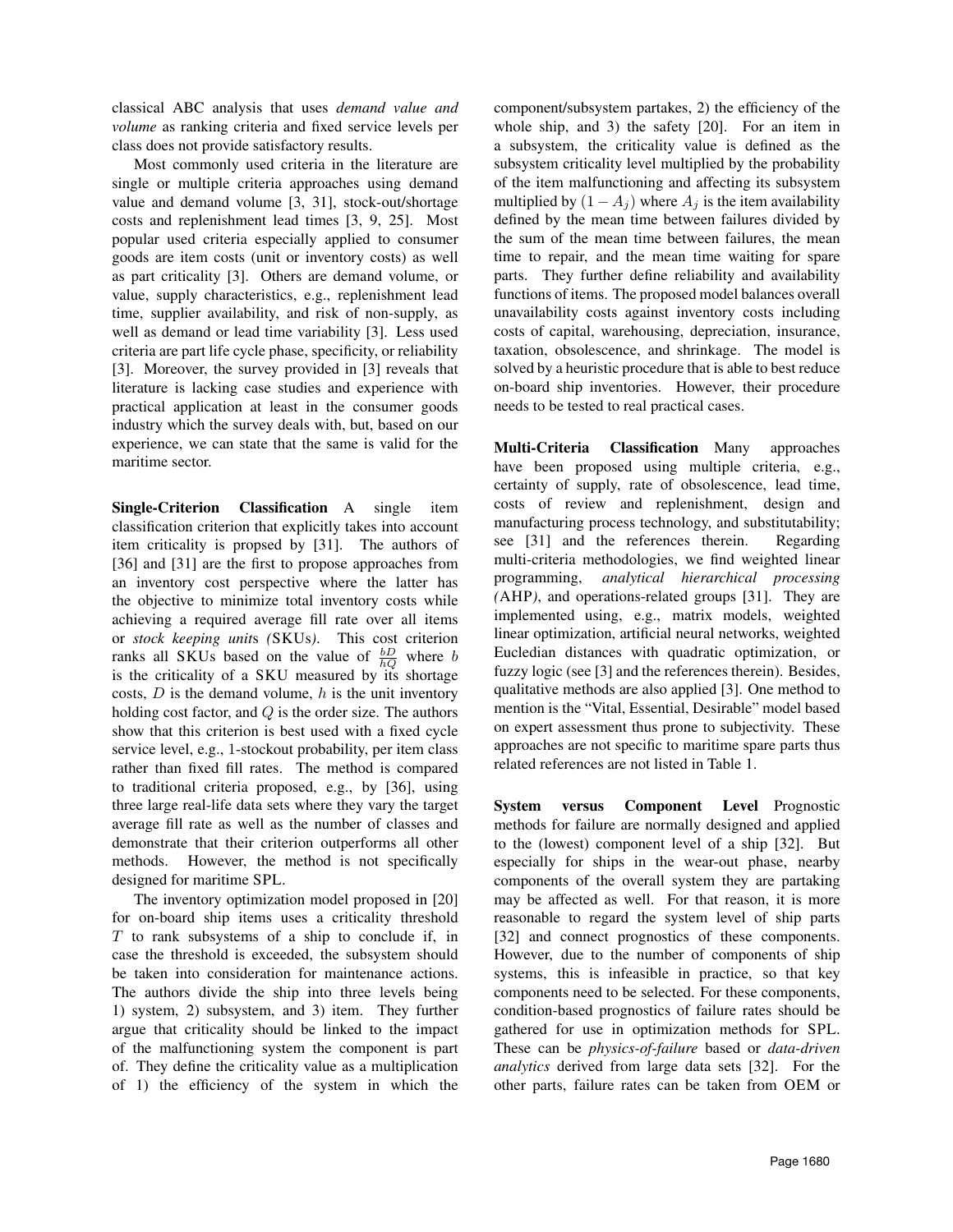classical ABC analysis that uses *demand value and volume* as ranking criteria and fixed service levels per class does not provide satisfactory results.

Most commonly used criteria in the literature are single or multiple criteria approaches using demand value and demand volume [3, 31], stock-out/shortage costs and replenishment lead times [3, 9, 25]. Most popular used criteria especially applied to consumer goods are item costs (unit or inventory costs) as well as part criticality [3]. Others are demand volume, or value, supply characteristics, e.g., replenishment lead time, supplier availability, and risk of non-supply, as well as demand or lead time variability [3]. Less used criteria are part life cycle phase, specificity, or reliability [3]. Moreover, the survey provided in [3] reveals that literature is lacking case studies and experience with practical application at least in the consumer goods industry which the survey deals with, but, based on our experience, we can state that the same is valid for the maritime sector.

**Single-Criterion Classification** A single item classification criterion that explicitly takes into account item criticality is propsed by [31]. The authors of [36] and [31] are the first to propose approaches from an inventory cost perspective where the latter has the objective to minimize total inventory costs while achieving a required average fill rate over all items or *stock keeping units (*SKUs*)*. This cost criterion ranks all SKUs based on the value of $\frac{bD}{hQ}$ where $b$ is the criticality of a SKU measured by its shortage costs, $D$ is the demand volume, $h$ is the unit inventory holding cost factor, and $Q$ is the order size. The authors show that this criterion is best used with a fixed cycle service level, e.g., 1-stockout probability, per item class rather than fixed fill rates. The method is compared to traditional criteria proposed, e.g., by [36], using three large real-life data sets where they vary the target average fill rate as well as the number of classes and demonstrate that their criterion outperforms all other methods. However, the method is not specifically designed for maritime SPL.

The inventory optimization model proposed in [20] for on-board ship items uses a criticality threshold $T$ to rank subsystems of a ship to conclude if, in case the threshold is exceeded, the subsystem should be taken into consideration for maintenance actions. The authors divide the ship into three levels being 1) system, 2) subsystem, and 3) item. They further argue that criticality should be linked to the impact of the malfunctioning system the component is part of. They define the criticality value as a multiplication of 1) the efficiency of the system in which the component/subsystem partakes, 2) the efficiency of the whole ship, and 3) the safety [20]. For an item in a subsystem, the criticality value is defined as the subsystem criticality level multiplied by the probability of the item malfunctioning and affecting its subsystem multiplied by $(1 - A_j)$ where $A_j$ is the item availability defined by the mean time between failures divided by the sum of the mean time between failures, the mean time to repair, and the mean time waiting for spare parts. They further define reliability and availability functions of items. The proposed model balances overall unavailability costs against inventory costs including costs of capital, warehousing, depreciation, insurance, taxation, obsolescence, and shrinkage. The model is solved by a heuristic procedure that is able to best reduce on-board ship inventories. However, their procedure needs to be tested to real practical cases.

**Multi-Criteria Classification** Many approaches have been proposed using multiple criteria, e.g., certainty of supply, rate of obsolescence, lead time, costs of review and replenishment, design and manufacturing process technology, and substitutability; see [31] and the references therein. Regarding multi-criteria methodologies, we find weighted linear programming, *analytical hierarchical processing (*AHP*)*, and operations-related groups [31]. They are implemented using, e.g., matrix models, weighted linear optimization, artificial neural networks, weighted Eucledian distances with quadratic optimization, or fuzzy logic (see [3] and the references therein). Besides, qualitative methods are also applied [3]. One method to mention is the "Vital, Essential, Desirable" model based on expert assessment thus prone to subjectivity. These approaches are not specific to maritime spare parts thus related references are not listed in Table 1.

**System versus Component Level** Prognostic methods for failure are normally designed and applied to the (lowest) component level of a ship [32]. But especially for ships in the wear-out phase, nearby components of the overall system they are partaking may be affected as well. For that reason, it is more reasonable to regard the system level of ship parts [32] and connect prognostics of these components. However, due to the number of components of ship systems, this is infeasible in practice, so that key components need to be selected. For these components, condition-based prognostics of failure rates should be gathered for use in optimization methods for SPL. These can be *physics-of-failure* based or *data-driven analytics* derived from large data sets [32]. For the other parts, failure rates can be taken from OEM or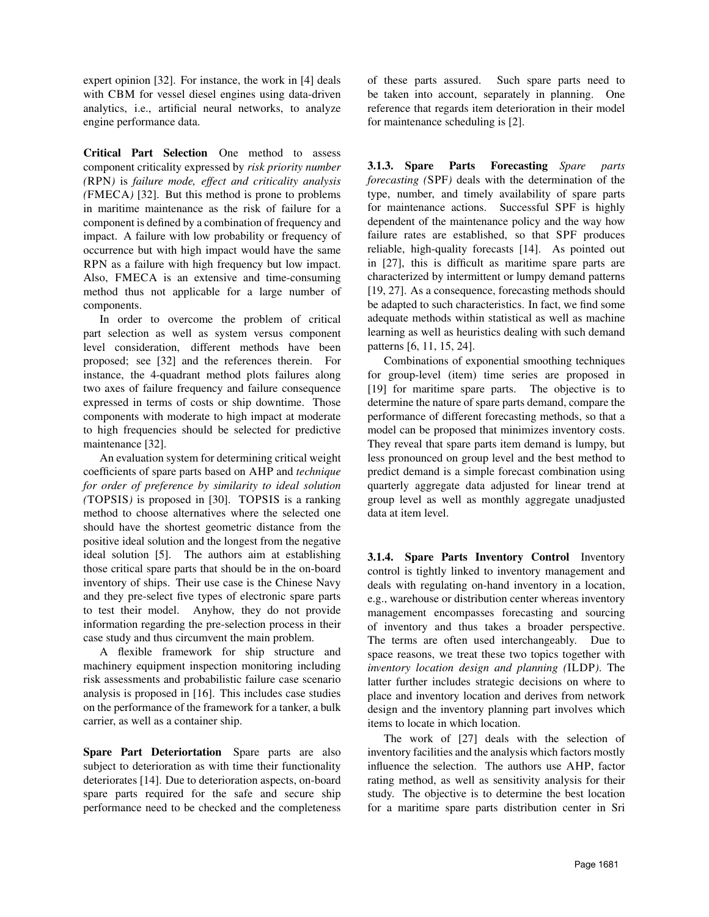expert opinion [32]. For instance, the work in [4] deals with CBM for vessel diesel engines using data-driven analytics, i.e., artificial neural networks, to analyze engine performance data.

**Critical Part Selection** One method to assess component criticality expressed by *risk priority number (*RPN*)* is *failure mode, effect and criticality analysis (*FMECA*)* [32]. But this method is prone to problems in maritime maintenance as the risk of failure for a component is defined by a combination of frequency and impact. A failure with low probability or frequency of occurrence but with high impact would have the same RPN as a failure with high frequency but low impact. Also, FMECA is an extensive and time-consuming method thus not applicable for a large number of components.

In order to overcome the problem of critical part selection as well as system versus component level consideration, different methods have been proposed; see [32] and the references therein. For instance, the 4-quadrant method plots failures along two axes of failure frequency and failure consequence expressed in terms of costs or ship downtime. Those components with moderate to high impact at moderate to high frequencies should be selected for predictive maintenance [32].

An evaluation system for determining critical weight coefficients of spare parts based on AHP and *technique for order of preference by similarity to ideal solution (*TOPSIS*)* is proposed in [30]. TOPSIS is a ranking method to choose alternatives where the selected one should have the shortest geometric distance from the positive ideal solution and the longest from the negative ideal solution [5]. The authors aim at establishing those critical spare parts that should be in the on-board inventory of ships. Their use case is the Chinese Navy and they pre-select five types of electronic spare parts to test their model. Anyhow, they do not provide information regarding the pre-selection process in their case study and thus circumvent the main problem.

A flexible framework for ship structure and machinery equipment inspection monitoring including risk assessments and probabilistic failure case scenario analysis is proposed in [16]. This includes case studies on the performance of the framework for a tanker, a bulk carrier, as well as a container ship.

**Spare Part Deteriortation** Spare parts are also subject to deterioration as with time their functionality deteriorates [14]. Due to deterioration aspects, on-board spare parts required for the safe and secure ship performance need to be checked and the completeness of these parts assured. Such spare parts need to be taken into account, separately in planning. One reference that regards item deterioration in their model for maintenance scheduling is [2].

#### 3.1.3. Spare Parts Forecasting

*Spare parts forecasting (*SPF*)* deals with the determination of the type, number, and timely availability of spare parts for maintenance actions. Successful SPF is highly dependent of the maintenance policy and the way how failure rates are established, so that SPF produces reliable, high-quality forecasts [14]. As pointed out in [27], this is difficult as maritime spare parts are characterized by intermittent or lumpy demand patterns [19, 27]. As a consequence, forecasting methods should be adapted to such characteristics. In fact, we find some adequate methods within statistical as well as machine learning as well as heuristics dealing with such demand patterns [6, 11, 15, 24].

Combinations of exponential smoothing techniques for group-level (item) time series are proposed in [19] for maritime spare parts. The objective is to determine the nature of spare parts demand, compare the performance of different forecasting methods, so that a model can be proposed that minimizes inventory costs. They reveal that spare parts item demand is lumpy, but less pronounced on group level and the best method to predict demand is a simple forecast combination using quarterly aggregate data adjusted for linear trend at group level as well as monthly aggregate unadjusted data at item level.

#### 3.1.4. Spare Parts Inventory Control

Inventory control is tightly linked to inventory management and deals with regulating on-hand inventory in a location, e.g., warehouse or distribution center whereas inventory management encompasses forecasting and sourcing of inventory and thus takes a broader perspective. The terms are often used interchangeably. Due to space reasons, we treat these two topics together with *inventory location design and planning (*ILDP*)*. The latter further includes strategic decisions on where to place and inventory location and derives from network design and the inventory planning part involves which items to locate in which location.

The work of [27] deals with the selection of inventory facilities and the analysis which factors mostly influence the selection. The authors use AHP, factor rating method, as well as sensitivity analysis for their study. The objective is to determine the best location for a maritime spare parts distribution center in Sri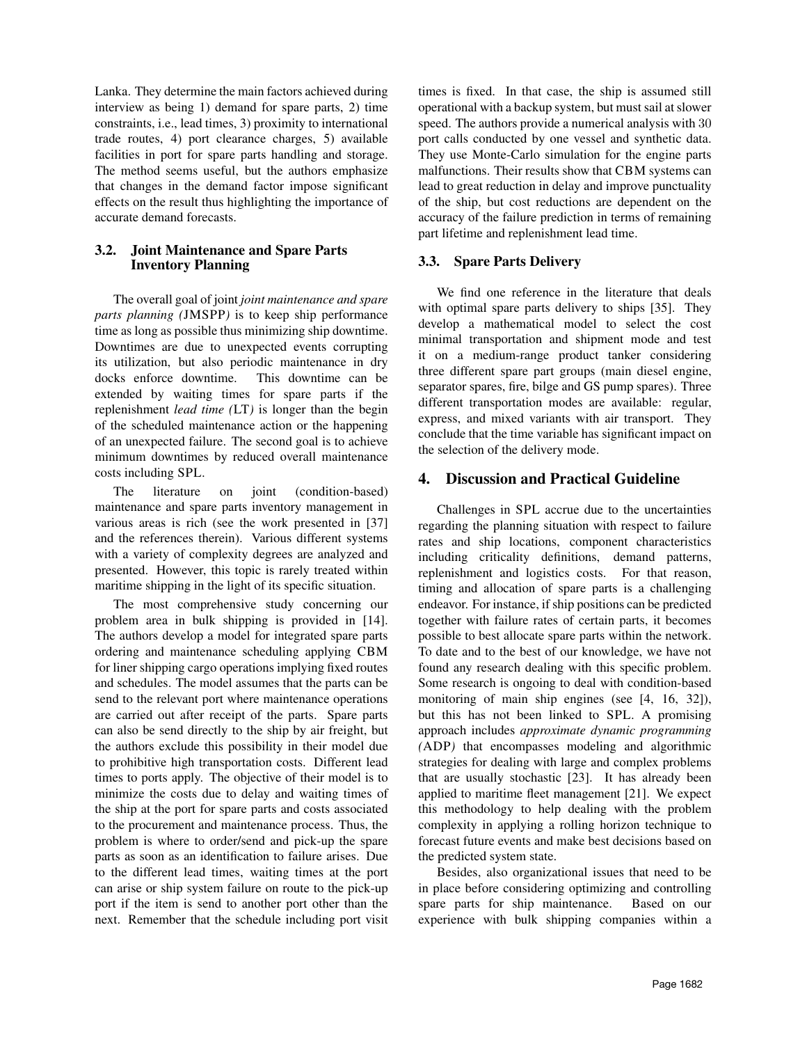Lanka. They determine the main factors achieved during interview as being 1) demand for spare parts, 2) time constraints, i.e., lead times, 3) proximity to international trade routes, 4) port clearance charges, 5) available facilities in port for spare parts handling and storage. The method seems useful, but the authors emphasize that changes in the demand factor impose significant effects on the result thus highlighting the importance of accurate demand forecasts.

### 3.2. Joint Maintenance and Spare Parts Inventory Planning

The overall goal of joint *joint maintenance and spare parts planning (*JMSPP*)* is to keep ship performance time as long as possible thus minimizing ship downtime. Downtimes are due to unexpected events corrupting its utilization, but also periodic maintenance in dry docks enforce downtime. This downtime can be extended by waiting times for spare parts if the replenishment *lead time (*LT*)* is longer than the begin of the scheduled maintenance action or the happening of an unexpected failure. The second goal is to achieve minimum downtimes by reduced overall maintenance costs including SPL.

The literature on joint (condition-based) maintenance and spare parts inventory management in various areas is rich (see the work presented in [37] and the references therein). Various different systems with a variety of complexity degrees are analyzed and presented. However, this topic is rarely treated within maritime shipping in the light of its specific situation.

The most comprehensive study concerning our problem area in bulk shipping is provided in [14]. The authors develop a model for integrated spare parts ordering and maintenance scheduling applying CBM for liner shipping cargo operations implying fixed routes and schedules. The model assumes that the parts can be send to the relevant port where maintenance operations are carried out after receipt of the parts. Spare parts can also be send directly to the ship by air freight, but the authors exclude this possibility in their model due to prohibitive high transportation costs. Different lead times to ports apply. The objective of their model is to minimize the costs due to delay and waiting times of the ship at the port for spare parts and costs associated to the procurement and maintenance process. Thus, the problem is where to order/send and pick-up the spare parts as soon as an identification to failure arises. Due to the different lead times, waiting times at the port can arise or ship system failure on route to the pick-up port if the item is send to another port other than the next. Remember that the schedule including port visit times is fixed. In that case, the ship is assumed still operational with a backup system, but must sail at slower speed. The authors provide a numerical analysis with 30 port calls conducted by one vessel and synthetic data. They use Monte-Carlo simulation for the engine parts malfunctions. Their results show that CBM systems can lead to great reduction in delay and improve punctuality of the ship, but cost reductions are dependent on the accuracy of the failure prediction in terms of remaining part lifetime and replenishment lead time.

### 3.3. Spare Parts Delivery

We find one reference in the literature that deals with optimal spare parts delivery to ships [35]. They develop a mathematical model to select the cost minimal transportation and shipment mode and test it on a medium-range product tanker considering three different spare part groups (main diesel engine, separator spares, fire, bilge and GS pump spares). Three different transportation modes are available: regular, express, and mixed variants with air transport. They conclude that the time variable has significant impact on the selection of the delivery mode.

## 4. Discussion and Practical Guideline

Challenges in SPL accrue due to the uncertainties regarding the planning situation with respect to failure rates and ship locations, component characteristics including criticality definitions, demand patterns, replenishment and logistics costs. For that reason, timing and allocation of spare parts is a challenging endeavor. For instance, if ship positions can be predicted together with failure rates of certain parts, it becomes possible to best allocate spare parts within the network. To date and to the best of our knowledge, we have not found any research dealing with this specific problem. Some research is ongoing to deal with condition-based monitoring of main ship engines (see [4, 16, 32]), but this has not been linked to SPL. A promising approach includes *approximate dynamic programming (*ADP*)* that encompasses modeling and algorithmic strategies for dealing with large and complex problems that are usually stochastic [23]. It has already been applied to maritime fleet management [21]. We expect this methodology to help dealing with the problem complexity in applying a rolling horizon technique to forecast future events and make best decisions based on the predicted system state.

Besides, also organizational issues that need to be in place before considering optimizing and controlling spare parts for ship maintenance. Based on our experience with bulk shipping companies within a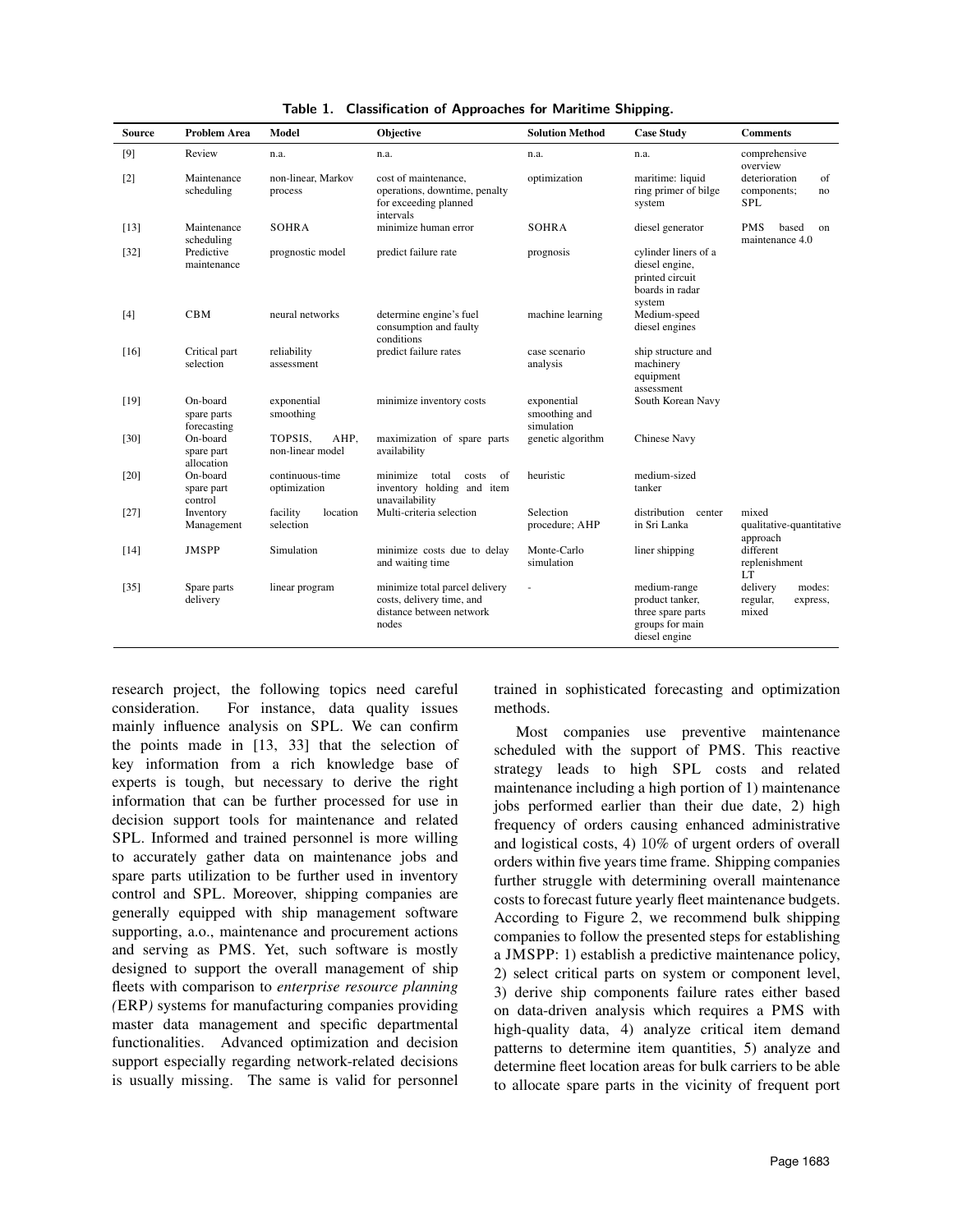**Table 1. Classification of Approaches for Maritime Shipping.**

| Source | Problem Area | Model | Objective | Solution Method | Case Study | Comments |
|---|---|---|---|---|---|---|
| [9] | Review | n.a. | n.a. | n.a. | n.a. | comprehensive overview |
| [2] | Maintenance scheduling | non-linear, Markov process | cost of maintenance, operations, downtime, penalty for exceeding planned intervals | optimization | maritime: liquid ring primer of bilge system | deterioration of components; no SPL |
| [13] | Maintenance scheduling | SOHRA | minimize human error | SOHRA | diesel generator | PMS based on maintenance 4.0 |
| [32] | Predictive maintenance | prognostic model | predict failure rate | prognosis | cylinder liners of a diesel engine, printed circuit boards in radar system | |
| [4] | CBM | neural networks | determine engine's fuel consumption and faulty conditions | machine learning | Medium-speed diesel engines | |
| [16] | Critical part selection | reliability assessment | predict failure rates | case scenario analysis | ship structure and machinery equipment assessment | |
| [19] | On-board spare parts forecasting | exponential smoothing | minimize inventory costs | exponential smoothing and simulation | South Korean Navy | |
| [30] | On-board spare part allocation | TOPSIS, AHP, non-linear model | maximization of spare parts availability | genetic algorithm | Chinese Navy | |
| [20] | On-board spare part control | continuous-time optimization | minimize total costs of inventory holding and item unavailability | heuristic | medium-sized tanker | |
| [27] | Inventory Management | facility location selection | Multi-criteria selection | Selection procedure; AHP | distribution center in Sri Lanka | mixed qualitative-quantitative approach |
| [14] | JMSPP | Simulation | minimize costs due to delay and waiting time | Monte-Carlo simulation | liner shipping | different replenishment LT |
| [35] | Spare parts delivery | linear program | minimize total parcel delivery costs, delivery time, and distance between network nodes | - | medium-range product tanker, three spare parts groups for main diesel engine | delivery modes: regular, express, mixed |

research project, the following topics need careful consideration. For instance, data quality issues mainly influence analysis on SPL. We can confirm the points made in [13, 33] that the selection of key information from a rich knowledge base of experts is tough, but necessary to derive the right information that can be further processed for use in decision support tools for maintenance and related SPL. Informed and trained personnel is more willing to accurately gather data on maintenance jobs and spare parts utilization to be further used in inventory control and SPL. Moreover, shipping companies are generally equipped with ship management software supporting, a.o., maintenance and procurement actions and serving as PMS. Yet, such software is mostly designed to support the overall management of ship fleets with comparison to *enterprise resource planning (*ERP*)* systems for manufacturing companies providing master data management and specific departmental functionalities. Advanced optimization and decision support especially regarding network-related decisions is usually missing. The same is valid for personnel trained in sophisticated forecasting and optimization methods.

Most companies use preventive maintenance scheduled with the support of PMS. This reactive strategy leads to high SPL costs and related maintenance including a high portion of 1) maintenance jobs performed earlier than their due date, 2) high frequency of orders causing enhanced administrative and logistical costs, 4) 10% of urgent orders of overall orders within five years time frame. Shipping companies further struggle with determining overall maintenance costs to forecast future yearly fleet maintenance budgets. According to Figure 2, we recommend bulk shipping companies to follow the presented steps for establishing a JMSPP: 1) establish a predictive maintenance policy, 2) select critical parts on system or component level, 3) derive ship components failure rates either based on data-driven analysis which requires a PMS with high-quality data, 4) analyze critical item demand patterns to determine item quantities, 5) analyze and determine fleet location areas for bulk carriers to be able to allocate spare parts in the vicinity of frequent port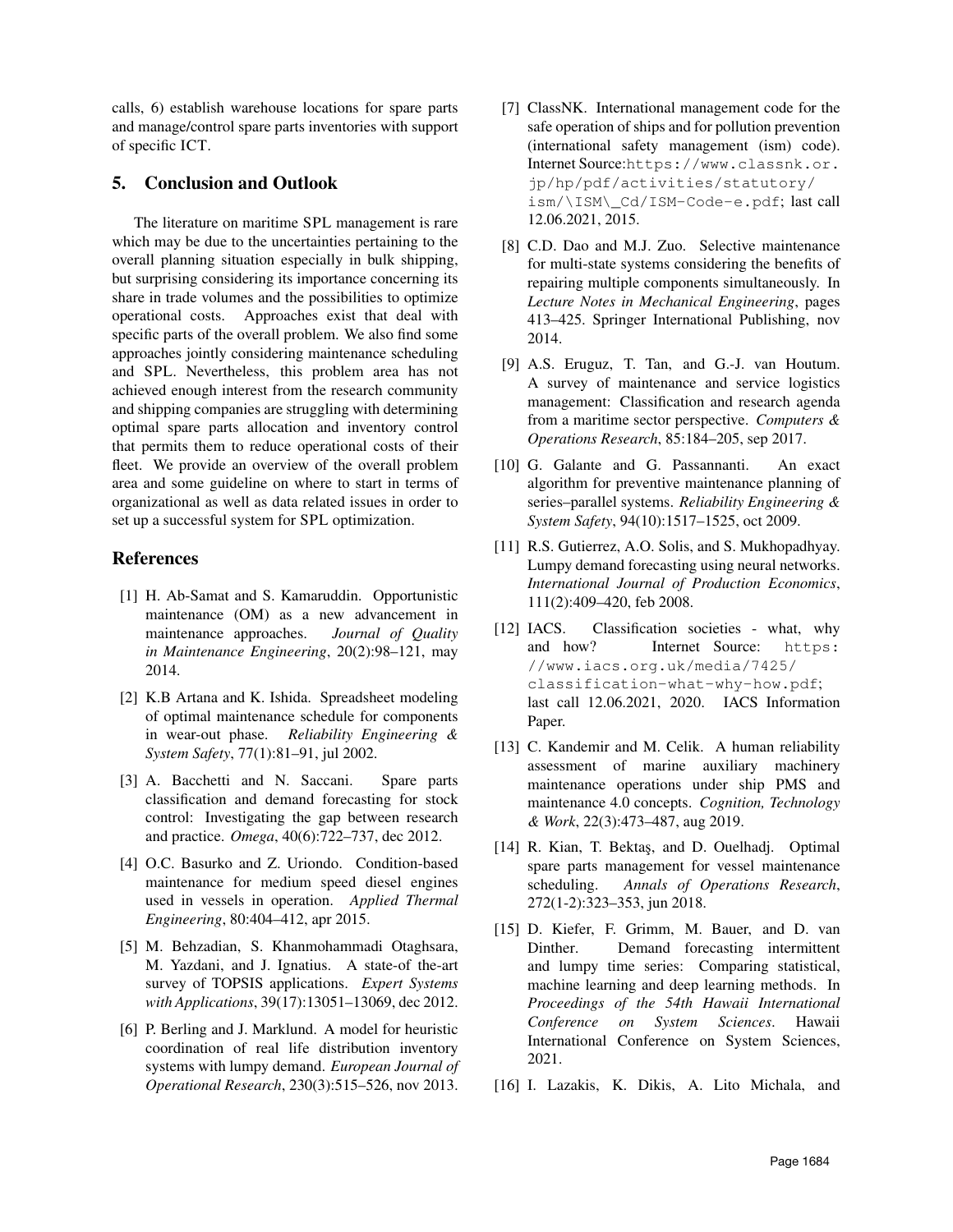calls, 6) establish warehouse locations for spare parts and manage/control spare parts inventories with support of specific ICT.

## 5. Conclusion and Outlook

The literature on maritime SPL management is rare which may be due to the uncertainties pertaining to the overall planning situation especially in bulk shipping, but surprising considering its importance concerning its share in trade volumes and the possibilities to optimize operational costs. Approaches exist that deal with specific parts of the overall problem. We also find some approaches jointly considering maintenance scheduling and SPL. Nevertheless, this problem area has not achieved enough interest from the research community and shipping companies are struggling with determining optimal spare parts allocation and inventory control that permits them to reduce operational costs of their fleet. We provide an overview of the overall problem area and some guideline on where to start in terms of organizational as well as data related issues in order to set up a successful system for SPL optimization.

## References

[1] H. Ab-Samat and S. Kamaruddin. Opportunistic maintenance (OM) as a new advancement in maintenance approaches. *Journal of Quality in Maintenance Engineering*, 20(2):98–121, may 2014.

[2] K.B Artana and K. Ishida. Spreadsheet modeling of optimal maintenance schedule for components in wear-out phase. *Reliability Engineering & System Safety*, 77(1):81–91, jul 2002.

[3] A. Bacchetti and N. Saccani. Spare parts classification and demand forecasting for stock control: Investigating the gap between research and practice. *Omega*, 40(6):722–737, dec 2012.

[4] O.C. Basurko and Z. Uriondo. Condition-based maintenance for medium speed diesel engines used in vessels in operation. *Applied Thermal Engineering*, 80:404–412, apr 2015.

[5] M. Behzadian, S. Khanmohammadi Otaghsara, M. Yazdani, and J. Ignatius. A state-of the-art survey of TOPSIS applications. *Expert Systems with Applications*, 39(17):13051–13069, dec 2012.

[6] P. Berling and J. Marklund. A model for heuristic coordination of real life distribution inventory systems with lumpy demand. *European Journal of Operational Research*, 230(3):515–526, nov 2013.

[7] ClassNK. International management code for the safe operation of ships and for pollution prevention (international safety management (ism) code). Internet Source:`https://www.classnk.or.jp/hp/pdf/activities/statutory/ism/\ISM\_Cd/ISM-Code-e.pdf`; last call 12.06.2021, 2015.

[8] C.D. Dao and M.J. Zuo. Selective maintenance for multi-state systems considering the benefits of repairing multiple components simultaneously. In *Lecture Notes in Mechanical Engineering*, pages 413–425. Springer International Publishing, nov 2014.

[9] A.S. Eruguz, T. Tan, and G.-J. van Houtum. A survey of maintenance and service logistics management: Classification and research agenda from a maritime sector perspective. *Computers & Operations Research*, 85:184–205, sep 2017.

[10] G. Galante and G. Passannanti. An exact algorithm for preventive maintenance planning of series–parallel systems. *Reliability Engineering & System Safety*, 94(10):1517–1525, oct 2009.

[11] R.S. Gutierrez, A.O. Solis, and S. Mukhopadhyay. Lumpy demand forecasting using neural networks. *International Journal of Production Economics*, 111(2):409–420, feb 2008.

[12] IACS. Classification societies - what, why and how? Internet Source: `https://www.iacs.org.uk/media/7425/classification-what-why-how.pdf`; last call 12.06.2021, 2020. IACS Information Paper.

[13] C. Kandemir and M. Celik. A human reliability assessment of marine auxiliary machinery maintenance operations under ship PMS and maintenance 4.0 concepts. *Cognition, Technology & Work*, 22(3):473–487, aug 2019.

[14] R. Kian, T. Bektaş, and D. Ouelhadj. Optimal spare parts management for vessel maintenance scheduling. *Annals of Operations Research*, 272(1-2):323–353, jun 2018.

[15] D. Kiefer, F. Grimm, M. Bauer, and D. van Dinther. Demand forecasting intermittent and lumpy time series: Comparing statistical, machine learning and deep learning methods. In *Proceedings of the 54th Hawaii International Conference on System Sciences*. Hawaii International Conference on System Sciences, 2021.

[16] I. Lazakis, K. Dikis, A. Lito Michala, and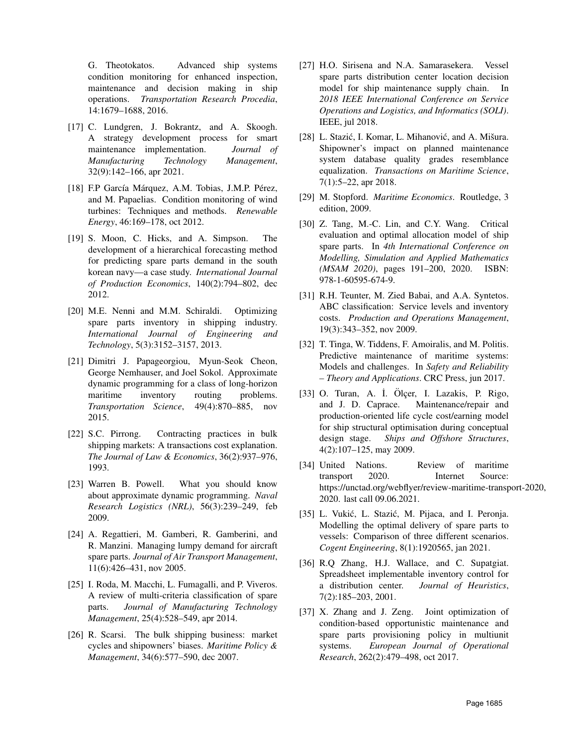G. Theotokatos. Advanced ship systems condition monitoring for enhanced inspection, maintenance and decision making in ship operations. *Transportation Research Procedia*, 14:1679–1688, 2016.

[17] C. Lundgren, J. Bokrantz, and A. Skoogh. A strategy development process for smart maintenance implementation. *Journal of Manufacturing Technology Management*, 32(9):142–166, apr 2021.

[18] F.P García Márquez, A.M. Tobias, J.M.P. Pérez, and M. Papaelias. Condition monitoring of wind turbines: Techniques and methods. *Renewable Energy*, 46:169–178, oct 2012.

[19] S. Moon, C. Hicks, and A. Simpson. The development of a hierarchical forecasting method for predicting spare parts demand in the south korean navy—a case study. *International Journal of Production Economics*, 140(2):794–802, dec 2012.

[20] M.E. Nenni and M.M. Schiraldi. Optimizing spare parts inventory in shipping industry. *International Journal of Engineering and Technology*, 5(3):3152–3157, 2013.

[21] Dimitri J. Papageorgiou, Myun-Seok Cheon, George Nemhauser, and Joel Sokol. Approximate dynamic programming for a class of long-horizon maritime inventory routing problems. *Transportation Science*, 49(4):870–885, nov 2015.

[22] S.C. Pirrong. Contracting practices in bulk shipping markets: A transactions cost explanation. *The Journal of Law & Economics*, 36(2):937–976, 1993.

[23] Warren B. Powell. What you should know about approximate dynamic programming. *Naval Research Logistics (NRL)*, 56(3):239–249, feb 2009.

[24] A. Regattieri, M. Gamberi, R. Gamberini, and R. Manzini. Managing lumpy demand for aircraft spare parts. *Journal of Air Transport Management*, 11(6):426–431, nov 2005.

[25] I. Roda, M. Macchi, L. Fumagalli, and P. Viveros. A review of multi-criteria classification of spare parts. *Journal of Manufacturing Technology Management*, 25(4):528–549, apr 2014.

[26] R. Scarsi. The bulk shipping business: market cycles and shipowners' biases. *Maritime Policy & Management*, 34(6):577–590, dec 2007.

[27] H.O. Sirisena and N.A. Samarasekera. Vessel spare parts distribution center location decision model for ship maintenance supply chain. In *2018 IEEE International Conference on Service Operations and Logistics, and Informatics (SOLI)*. IEEE, jul 2018.

[28] L. Stazić, I. Komar, L. Mihanović, and A. Mišura. Shipowner's impact on planned maintenance system database quality grades resemblance equalization. *Transactions on Maritime Science*, 7(1):5–22, apr 2018.

[29] M. Stopford. *Maritime Economics*. Routledge, 3 edition, 2009.

[30] Z. Tang, M.-C. Lin, and C.Y. Wang. Critical evaluation and optimal allocation model of ship spare parts. In *4th International Conference on Modelling, Simulation and Applied Mathematics (MSAM 2020)*, pages 191–200, 2020. ISBN: 978-1-60595-674-9.

[31] R.H. Teunter, M. Zied Babai, and A.A. Syntetos. ABC classification: Service levels and inventory costs. *Production and Operations Management*, 19(3):343–352, nov 2009.

[32] T. Tinga, W. Tiddens, F. Amoiralis, and M. Politis. Predictive maintenance of maritime systems: Models and challenges. In *Safety and Reliability – Theory and Applications*. CRC Press, jun 2017.

[33] O. Turan, A. İ. Ölçer, I. Lazakis, P. Rigo, and J. D. Caprace. Maintenance/repair and production-oriented life cycle cost/earning model for ship structural optimisation during conceptual design stage. *Ships and Offshore Structures*, 4(2):107–125, may 2009.

[34] United Nations. Review of maritime transport 2020. Internet Source: https://unctad.org/webflyer/review-maritime-transport-2020, 2020. last call 09.06.2021.

[35] L. Vukić, L. Stazić, M. Pijaca, and I. Peronja. Modelling the optimal delivery of spare parts to vessels: Comparison of three different scenarios. *Cogent Engineering*, 8(1):1920565, jan 2021.

[36] R.Q Zhang, H.J. Wallace, and C. Supatgiat. Spreadsheet implementable inventory control for a distribution center. *Journal of Heuristics*, 7(2):185–203, 2001.

[37] X. Zhang and J. Zeng. Joint optimization of condition-based opportunistic maintenance and spare parts provisioning policy in multiunit systems. *European Journal of Operational Research*, 262(2):479–498, oct 2017.